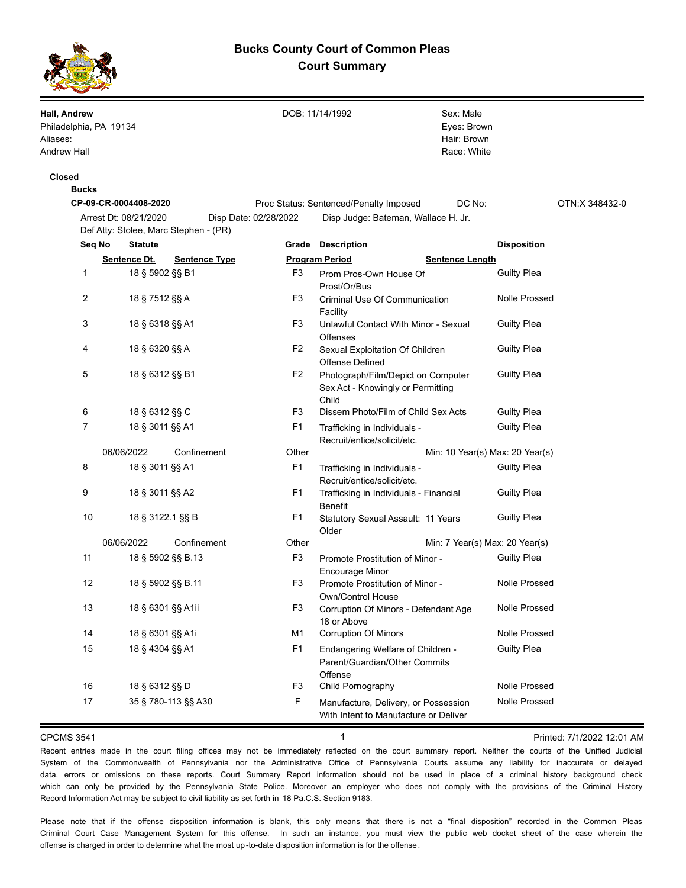# Bucks County Court of Common Pleas
## Court Summary

**Hall, Andrew**
Philadelphia, PA 19134
Aliases:
Andrew Hall

DOB: 11/14/1992

Sex: Male
Eyes: Brown
Hair: Brown
Race: White

**Closed**

**Bucks**

**CP-09-CR-0004408-2020** Proc Status: Sentenced/Penalty Imposed DC No: OTN:X 348432-0

Arrest Dt: 08/21/2020 Disp Date: 02/28/2022 Disp Judge: Bateman, Wallace H. Jr.
Def Atty: Stolee, Marc Stephen - (PR)

| Seq No | Statute | Grade | Description | Disposition |
|---|---|---|---|---|
| | Sentence Dt. / Sentence Type | | Program Period | Sentence Length |
| 1 | 18 § 5902 §§ B1 | F3 | Prom Pros-Own House Of Prost/Or/Bus | Guilty Plea |
| 2 | 18 § 7512 §§ A | F3 | Criminal Use Of Communication Facility | Nolle Prossed |
| 3 | 18 § 6318 §§ A1 | F3 | Unlawful Contact With Minor - Sexual Offenses | Guilty Plea |
| 4 | 18 § 6320 §§ A | F2 | Sexual Exploitation Of Children Offense Defined | Guilty Plea |
| 5 | 18 § 6312 §§ B1 | F2 | Photograph/Film/Depict on Computer Sex Act - Knowingly or Permitting Child | Guilty Plea |
| 6 | 18 § 6312 §§ C | F3 | Dissem Photo/Film of Child Sex Acts | Guilty Plea |
| 7 | 18 § 3011 §§ A1 | F1 | Trafficking in Individuals - Recruit/entice/solicit/etc. | Guilty Plea |
| | 06/06/2022 Confinement | Other | | Min: 10 Year(s) Max: 20 Year(s) |
| 8 | 18 § 3011 §§ A1 | F1 | Trafficking in Individuals - Recruit/entice/solicit/etc. | Guilty Plea |
| 9 | 18 § 3011 §§ A2 | F1 | Trafficking in Individuals - Financial Benefit | Guilty Plea |
| 10 | 18 § 3122.1 §§ B | F1 | Statutory Sexual Assault: 11 Years Older | Guilty Plea |
| | 06/06/2022 Confinement | Other | | Min: 7 Year(s) Max: 20 Year(s) |
| 11 | 18 § 5902 §§ B.13 | F3 | Promote Prostitution of Minor - Encourage Minor | Guilty Plea |
| 12 | 18 § 5902 §§ B.11 | F3 | Promote Prostitution of Minor - Own/Control House | Nolle Prossed |
| 13 | 18 § 6301 §§ A1ii | F3 | Corruption Of Minors - Defendant Age 18 or Above | Nolle Prossed |
| 14 | 18 § 6301 §§ A1i | M1 | Corruption Of Minors | Nolle Prossed |
| 15 | 18 § 4304 §§ A1 | F1 | Endangering Welfare of Children - Parent/Guardian/Other Commits Offense | Guilty Plea |
| 16 | 18 § 6312 §§ D | F3 | Child Pornography | Nolle Prossed |
| 17 | 35 § 780-113 §§ A30 | F | Manufacture, Delivery, or Possession With Intent to Manufacture or Deliver | Nolle Prossed |

CPCMS 3541 Printed: 7/1/2022 12:01 AM

Recent entries made in the court filing offices may not be immediately reflected on the court summary report. Neither the courts of the Unified Judicial System of the Commonwealth of Pennsylvania nor the Administrative Office of Pennsylvania Courts assume any liability for inaccurate or delayed data, errors or omissions on these reports. Court Summary Report information should not be used in place of a criminal history background check which can only be provided by the Pennsylvania State Police. Moreover an employer who does not comply with the provisions of the Criminal History Record Information Act may be subject to civil liability as set forth in 18 Pa.C.S. Section 9183.

Please note that if the offense disposition information is blank, this only means that there is not a "final disposition" recorded in the Common Pleas Criminal Court Case Management System for this offense. In such an instance, you must view the public web docket sheet of the case wherein the offense is charged in order to determine what the most up-to-date disposition information is for the offense.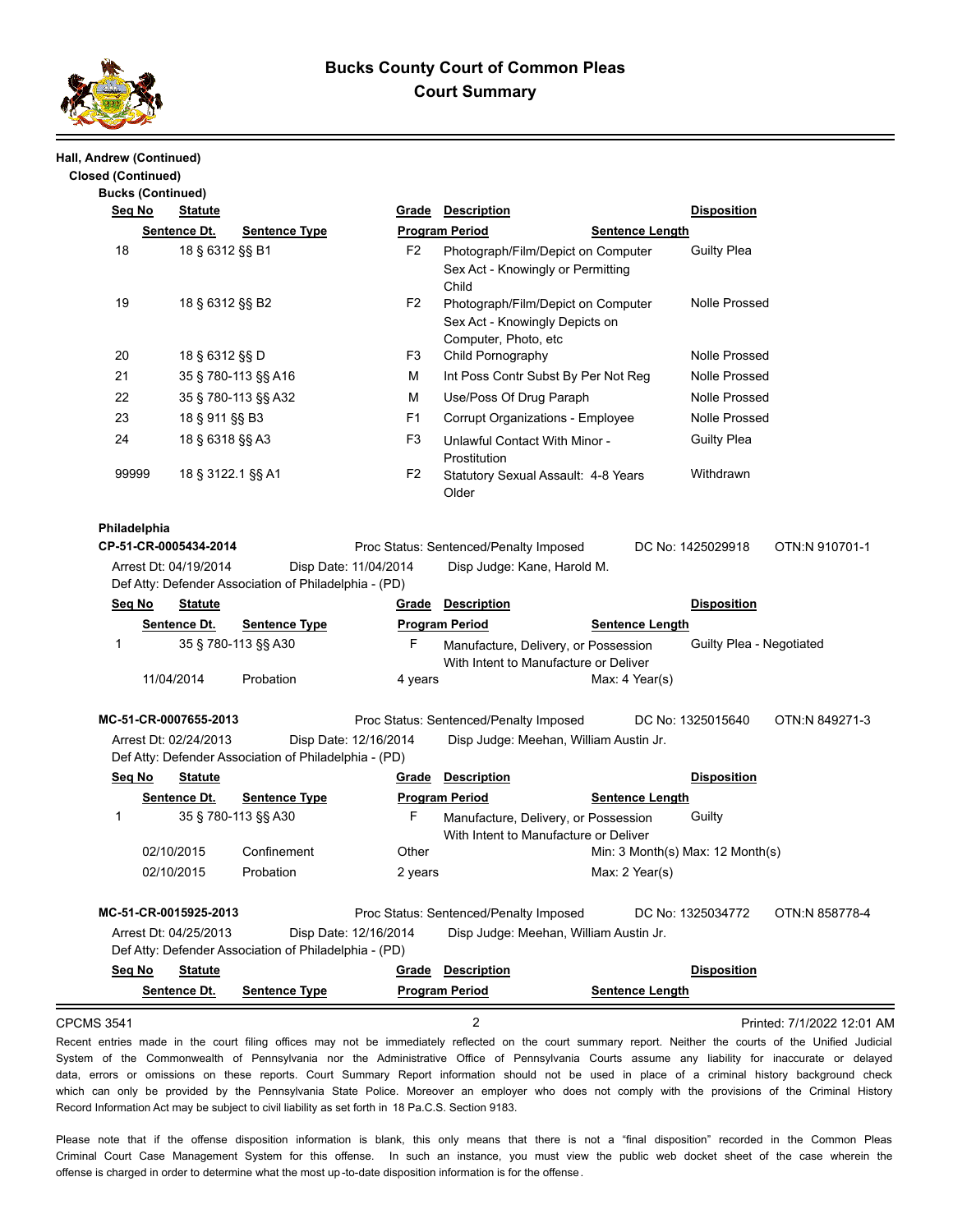# Bucks County Court of Common Pleas
## Court Summary

**Hall, Andrew (Continued)**

**Closed (Continued)**

**Bucks (Continued)**

| Seq No | Statute | Grade | Description | Disposition |
|---|---|---|---|---|
| | Sentence Dt. / Sentence Type | Program Period | | Sentence Length |
| 18 | 18 § 6312 §§ B1 | F2 | Photograph/Film/Depict on Computer Sex Act - Knowingly or Permitting Child | Guilty Plea |
| 19 | 18 § 6312 §§ B2 | F2 | Photograph/Film/Depict on Computer Sex Act - Knowingly Depicts on Computer, Photo, etc | Nolle Prossed |
| 20 | 18 § 6312 §§ D | F3 | Child Pornography | Nolle Prossed |
| 21 | 35 § 780-113 §§ A16 | M | Int Poss Contr Subst By Per Not Reg | Nolle Prossed |
| 22 | 35 § 780-113 §§ A32 | M | Use/Poss Of Drug Paraph | Nolle Prossed |
| 23 | 18 § 911 §§ B3 | F1 | Corrupt Organizations - Employee | Nolle Prossed |
| 24 | 18 § 6318 §§ A3 | F3 | Unlawful Contact With Minor - Prostitution | Guilty Plea |
| 99999 | 18 § 3122.1 §§ A1 | F2 | Statutory Sexual Assault: 4-8 Years Older | Withdrawn |

**Philadelphia**

**CP-51-CR-0005434-2014** — Proc Status: Sentenced/Penalty Imposed — DC No: 1425029918 — OTN:N 910701-1

Arrest Dt: 04/19/2014 — Disp Date: 11/04/2014 — Disp Judge: Kane, Harold M.

Def Atty: Defender Association of Philadelphia - (PD)

| Seq No | Statute | Grade | Description | Disposition |
|---|---|---|---|---|
| | Sentence Dt. / Sentence Type | Program Period | | Sentence Length |
| 1 | 35 § 780-113 §§ A30 | F | Manufacture, Delivery, or Possession With Intent to Manufacture or Deliver | Guilty Plea - Negotiated |
| | 11/04/2014 Probation | 4 years | | Max: 4 Year(s) |

**MC-51-CR-0007655-2013** — Proc Status: Sentenced/Penalty Imposed — DC No: 1325015640 — OTN:N 849271-3

Arrest Dt: 02/24/2013 — Disp Date: 12/16/2014 — Disp Judge: Meehan, William Austin Jr.

Def Atty: Defender Association of Philadelphia - (PD)

| Seq No | Statute | Grade | Description | Disposition |
|---|---|---|---|---|
| | Sentence Dt. / Sentence Type | Program Period | | Sentence Length |
| 1 | 35 § 780-113 §§ A30 | F | Manufacture, Delivery, or Possession With Intent to Manufacture or Deliver | Guilty |
| | 02/10/2015 Confinement | Other | | Min: 3 Month(s) Max: 12 Month(s) |
| | 02/10/2015 Probation | 2 years | | Max: 2 Year(s) |

**MC-51-CR-0015925-2013** — Proc Status: Sentenced/Penalty Imposed — DC No: 1325034772 — OTN:N 858778-4

Arrest Dt: 04/25/2013 — Disp Date: 12/16/2014 — Disp Judge: Meehan, William Austin Jr.

Def Atty: Defender Association of Philadelphia - (PD)

| Seq No | Statute | Grade | Description | Disposition |
|---|---|---|---|---|
| | Sentence Dt. / Sentence Type | Program Period | | Sentence Length |

CPCMS 3541 — Printed: 7/1/2022 12:01 AM

Recent entries made in the court filing offices may not be immediately reflected on the court summary report. Neither the courts of the Unified Judicial System of the Commonwealth of Pennsylvania nor the Administrative Office of Pennsylvania Courts assume any liability for inaccurate or delayed data, errors or omissions on these reports. Court Summary Report information should not be used in place of a criminal history background check which can only be provided by the Pennsylvania State Police. Moreover an employer who does not comply with the provisions of the Criminal History Record Information Act may be subject to civil liability as set forth in 18 Pa.C.S. Section 9183.

Please note that if the offense disposition information is blank, this only means that there is not a "final disposition" recorded in the Common Pleas Criminal Court Case Management System for this offense. In such an instance, you must view the public web docket sheet of the case wherein the offense is charged in order to determine what the most up-to-date disposition information is for the offense.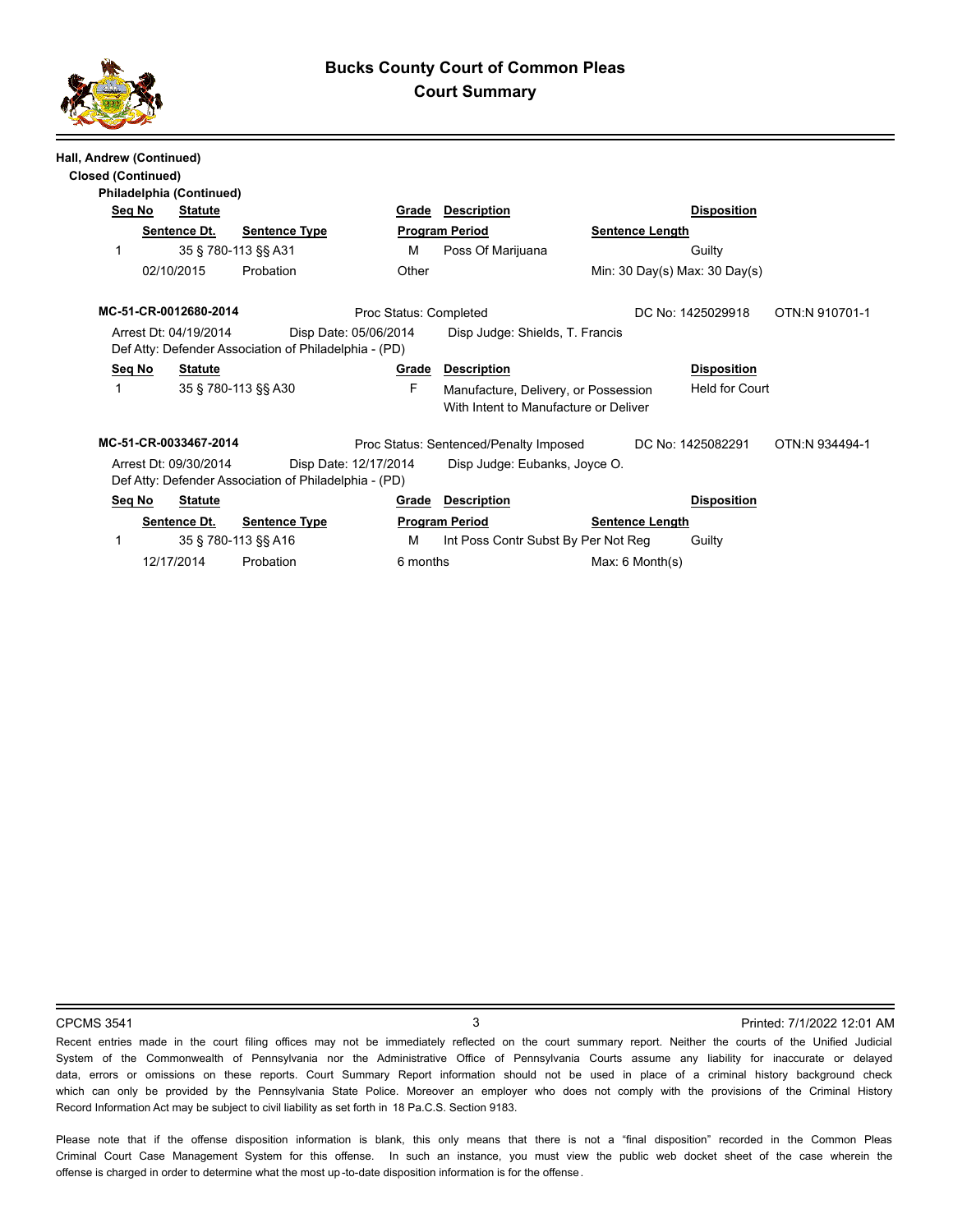# Bucks County Court of Common Pleas
## Court Summary

**Hall, Andrew (Continued)**

**Closed (Continued)**

**Philadelphia (Continued)**

| Seq No | Statute | | Grade | Description | Sentence Length | Disposition |
|---|---|---|---|---|---|---|
| | Sentence Dt. | Sentence Type | Program Period | | | |
| 1 | 35 § 780-113 §§ A31 | | M | Poss Of Marijuana | | Guilty |
| | 02/10/2015 | Probation | Other | | Min: 30 Day(s) Max: 30 Day(s) | |

**MC-51-CR-0012680-2014** Proc Status: Completed DC No: 1425029918 OTN:N 910701-1

Arrest Dt: 04/19/2014 Disp Date: 05/06/2014 Disp Judge: Shields, T. Francis

Def Atty: Defender Association of Philadelphia - (PD)

| Seq No | Statute | Grade | Description | Disposition |
|---|---|---|---|---|
| 1 | 35 § 780-113 §§ A30 | F | Manufacture, Delivery, or Possession With Intent to Manufacture or Deliver | Held for Court |

**MC-51-CR-0033467-2014** Proc Status: Sentenced/Penalty Imposed DC No: 1425082291 OTN:N 934494-1

Arrest Dt: 09/30/2014 Disp Date: 12/17/2014 Disp Judge: Eubanks, Joyce O.

Def Atty: Defender Association of Philadelphia - (PD)

| Seq No | Statute | | Grade | Description | Sentence Length | Disposition |
|---|---|---|---|---|---|---|
| | Sentence Dt. | Sentence Type | Program Period | | | |
| 1 | 35 § 780-113 §§ A16 | | M | Int Poss Contr Subst By Per Not Reg | | Guilty |
| | 12/17/2014 | Probation | 6 months | | Max: 6 Month(s) | |

CPCMS 3541 Printed: 7/1/2022 12:01 AM

Recent entries made in the court filing offices may not be immediately reflected on the court summary report. Neither the courts of the Unified Judicial System of the Commonwealth of Pennsylvania nor the Administrative Office of Pennsylvania Courts assume any liability for inaccurate or delayed data, errors or omissions on these reports. Court Summary Report information should not be used in place of a criminal history background check which can only be provided by the Pennsylvania State Police. Moreover an employer who does not comply with the provisions of the Criminal History Record Information Act may be subject to civil liability as set forth in 18 Pa.C.S. Section 9183.

Please note that if the offense disposition information is blank, this only means that there is not a "final disposition" recorded in the Common Pleas Criminal Court Case Management System for this offense. In such an instance, you must view the public web docket sheet of the case wherein the offense is charged in order to determine what the most up-to-date disposition information is for the offense.